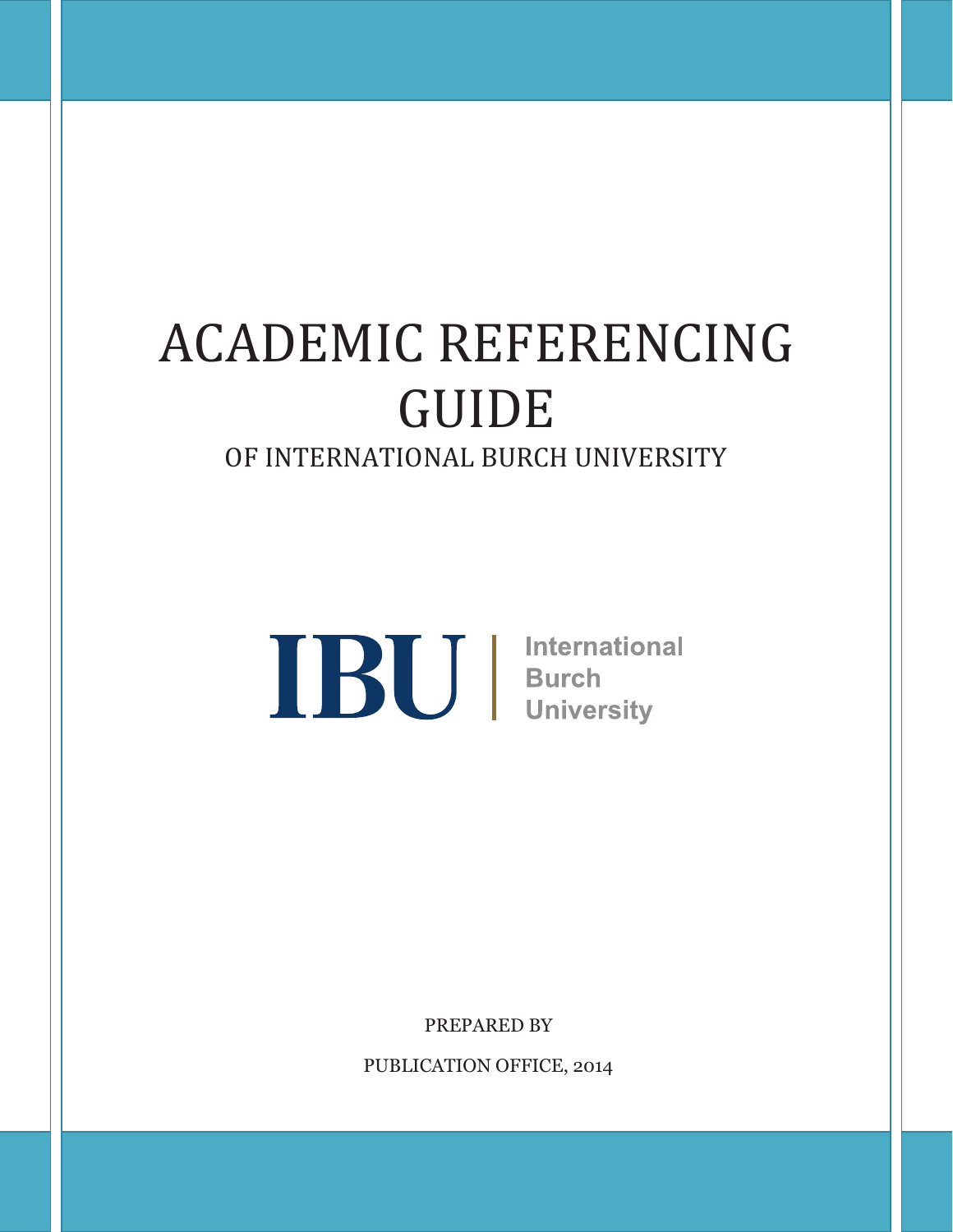# ACADEMIC REFERENCING GUIDE

OF INTERNATIONAL BURCH UNIVERSITY

IBU | International Burch University

PREPARED BY

PUBLICATION OFFICE, 2014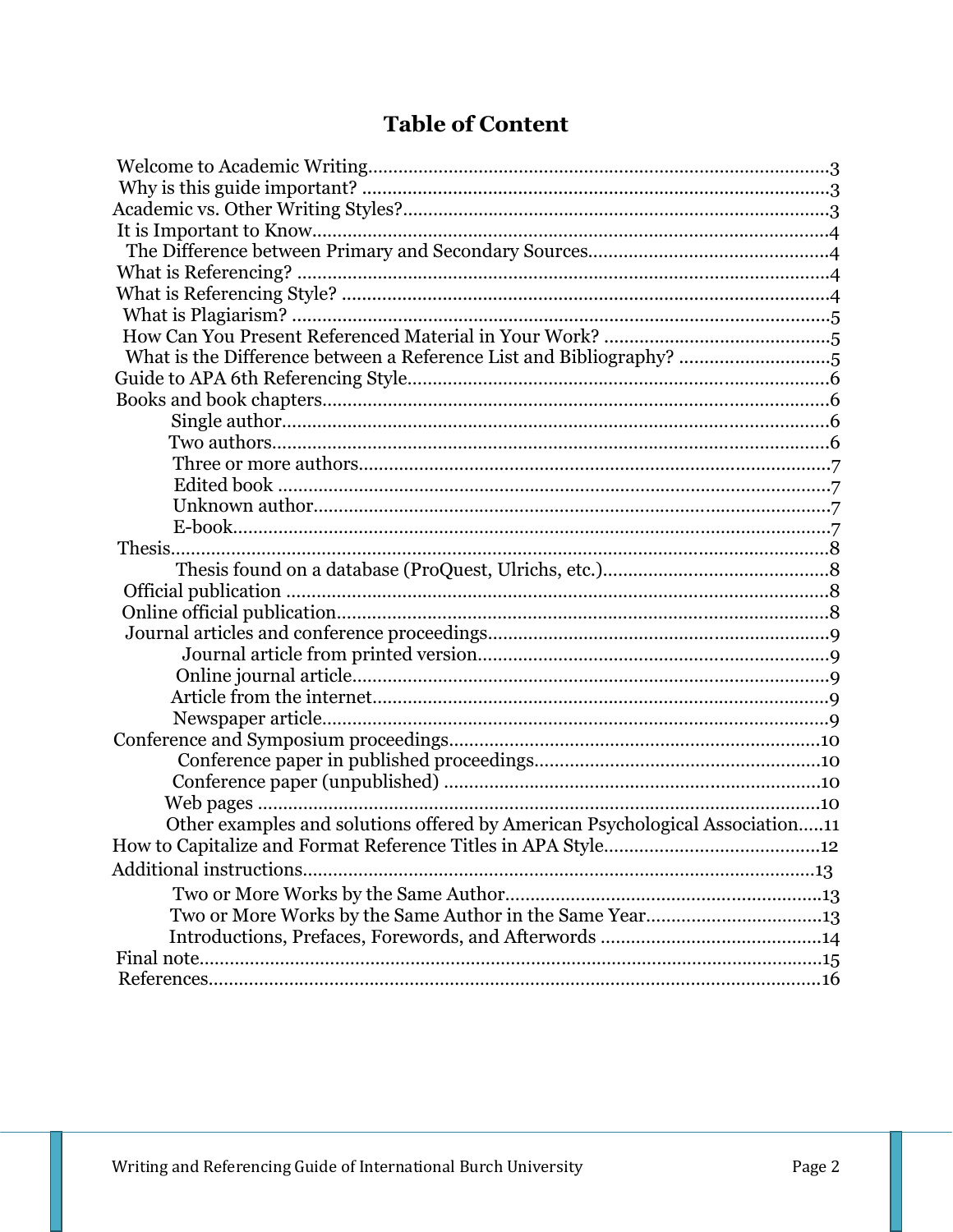# Table of Content

Welcome to Academic Writing............................................................................................3
Why is this guide important? ............................................................................................3
Academic vs. Other Writing Styles?....................................................................................3
It is Important to Know.....................................................................................................4
The Difference between Primary and Secondary Sources...............................................4
What is Referencing? ........................................................................................................4
What is Referencing Style? ................................................................................................4
What is Plagiarism? ..........................................................................................................5
How Can You Present Referenced Material in Your Work? ............................................5
What is the Difference between a Reference List and Bibliography? .............................5
Guide to APA 6th Referencing Style..................................................................................6
Books and book chapters....................................................................................................6
- Single author.............................................................................................................6
- Two authors..............................................................................................................6
- Three or more authors.............................................................................................7
- Edited book .............................................................................................................7
- Unknown author.....................................................................................................7
- E-book.....................................................................................................................7

Thesis.................................................................................................................................8
- Thesis found on a database (ProQuest, Ulrichs, etc.).............................................8

Official publication ...........................................................................................................8
Online official publication.................................................................................................8
Journal articles and conference proceedings...................................................................9
- Journal article from printed version....................................................................9
- Online journal article..............................................................................................9
- Article from the internet..........................................................................................9
- Newspaper article....................................................................................................9

Conference and Symposium proceedings.........................................................................10
- Conference paper in published proceedings.........................................................10
- Conference paper (unpublished) ..........................................................................10
- Web pages ..............................................................................................................10
- Other examples and solutions offered by American Psychological Association.....11

How to Capitalize and Format Reference Titles in APA Style...........................................12
Additional instructions.....................................................................................................13
- Two or More Works by the Same Author..............................................................13
- Two or More Works by the Same Author in the Same Year...................................13
- Introductions, Prefaces, Forewords, and Afterwords ...........................................14

Final note..........................................................................................................................15
References.........................................................................................................................16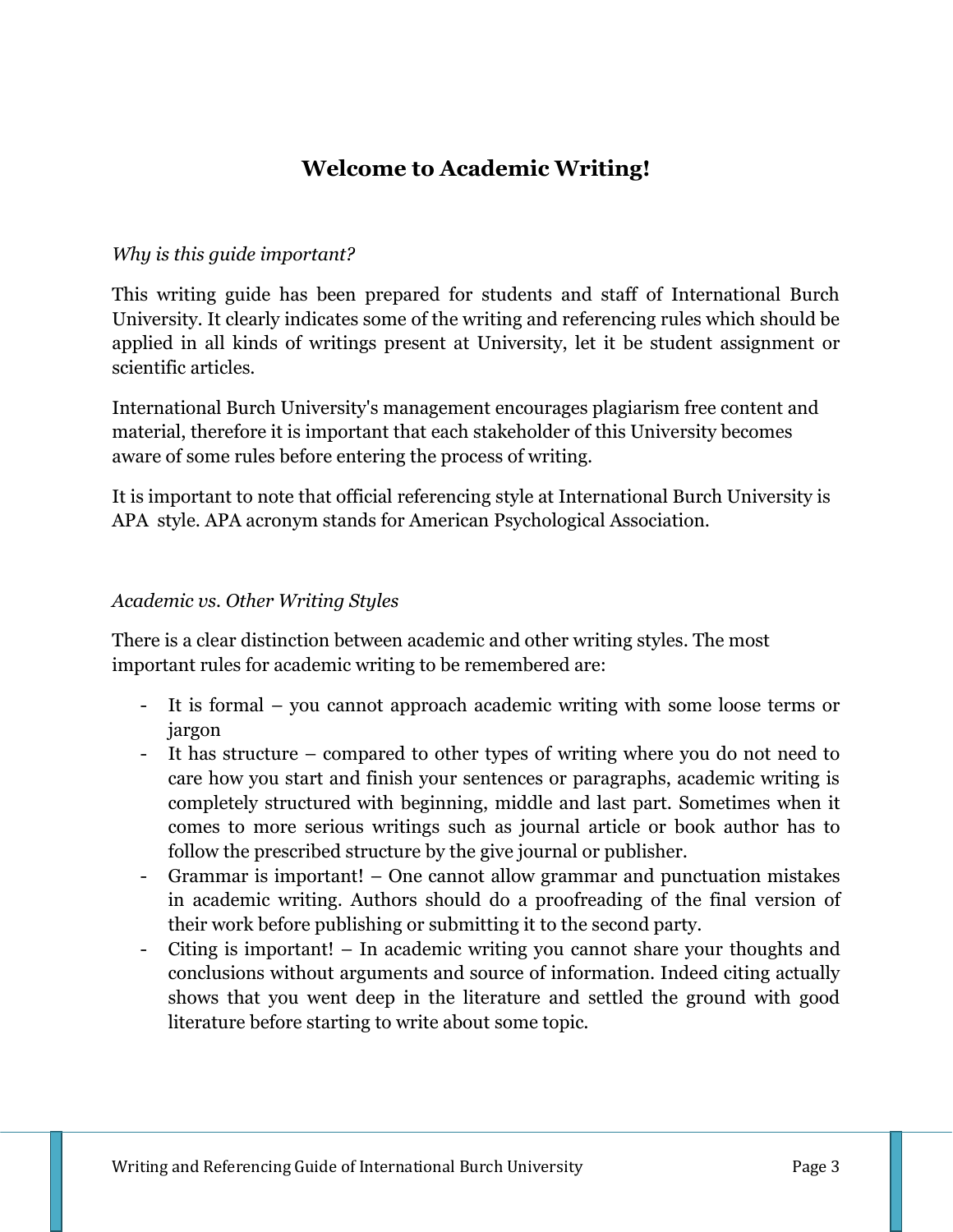# Welcome to Academic Writing!

*Why is this guide important?*

This writing guide has been prepared for students and staff of International Burch University. It clearly indicates some of the writing and referencing rules which should be applied in all kinds of writings present at University, let it be student assignment or scientific articles.

International Burch University's management encourages plagiarism free content and material, therefore it is important that each stakeholder of this University becomes aware of some rules before entering the process of writing.

It is important to note that official referencing style at International Burch University is APA style. APA acronym stands for American Psychological Association.

*Academic vs. Other Writing Styles*

There is a clear distinction between academic and other writing styles. The most important rules for academic writing to be remembered are:

- It is formal – you cannot approach academic writing with some loose terms or jargon
- It has structure – compared to other types of writing where you do not need to care how you start and finish your sentences or paragraphs, academic writing is completely structured with beginning, middle and last part. Sometimes when it comes to more serious writings such as journal article or book author has to follow the prescribed structure by the give journal or publisher.
- Grammar is important! – One cannot allow grammar and punctuation mistakes in academic writing. Authors should do a proofreading of the final version of their work before publishing or submitting it to the second party.
- Citing is important! – In academic writing you cannot share your thoughts and conclusions without arguments and source of information. Indeed citing actually shows that you went deep in the literature and settled the ground with good literature before starting to write about some topic.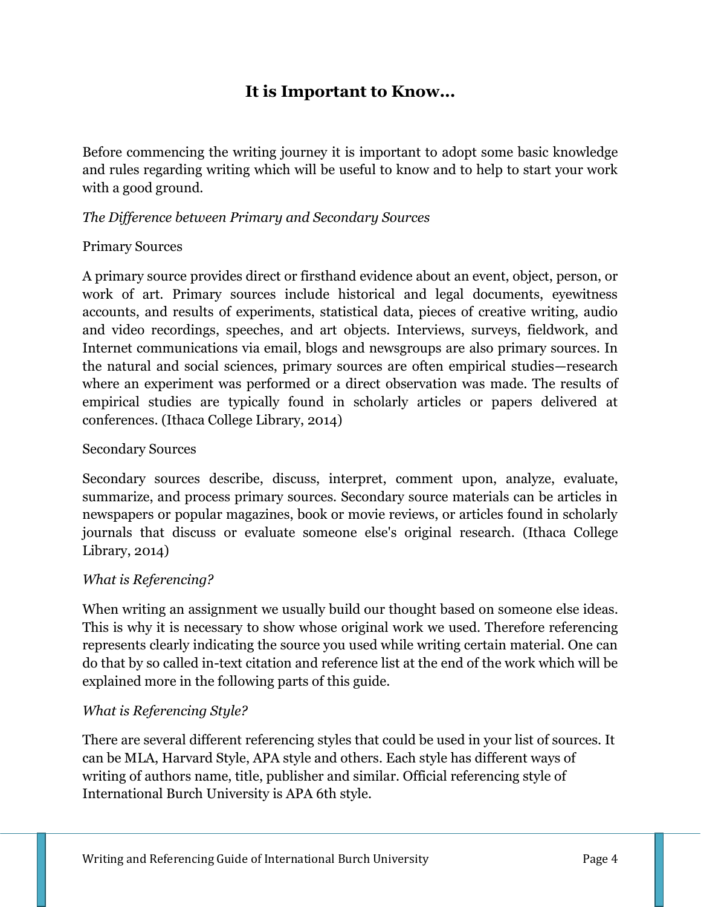# It is Important to Know…

Before commencing the writing journey it is important to adopt some basic knowledge and rules regarding writing which will be useful to know and to help to start your work with a good ground.

*The Difference between Primary and Secondary Sources*

Primary Sources

A primary source provides direct or firsthand evidence about an event, object, person, or work of art. Primary sources include historical and legal documents, eyewitness accounts, and results of experiments, statistical data, pieces of creative writing, audio and video recordings, speeches, and art objects. Interviews, surveys, fieldwork, and Internet communications via email, blogs and newsgroups are also primary sources. In the natural and social sciences, primary sources are often empirical studies—research where an experiment was performed or a direct observation was made. The results of empirical studies are typically found in scholarly articles or papers delivered at conferences. (Ithaca College Library, 2014)

Secondary Sources

Secondary sources describe, discuss, interpret, comment upon, analyze, evaluate, summarize, and process primary sources. Secondary source materials can be articles in newspapers or popular magazines, book or movie reviews, or articles found in scholarly journals that discuss or evaluate someone else's original research. (Ithaca College Library, 2014)

*What is Referencing?*

When writing an assignment we usually build our thought based on someone else ideas. This is why it is necessary to show whose original work we used. Therefore referencing represents clearly indicating the source you used while writing certain material. One can do that by so called in-text citation and reference list at the end of the work which will be explained more in the following parts of this guide.

*What is Referencing Style?*

There are several different referencing styles that could be used in your list of sources. It can be MLA, Harvard Style, APA style and others. Each style has different ways of writing of authors name, title, publisher and similar. Official referencing style of International Burch University is APA 6th style.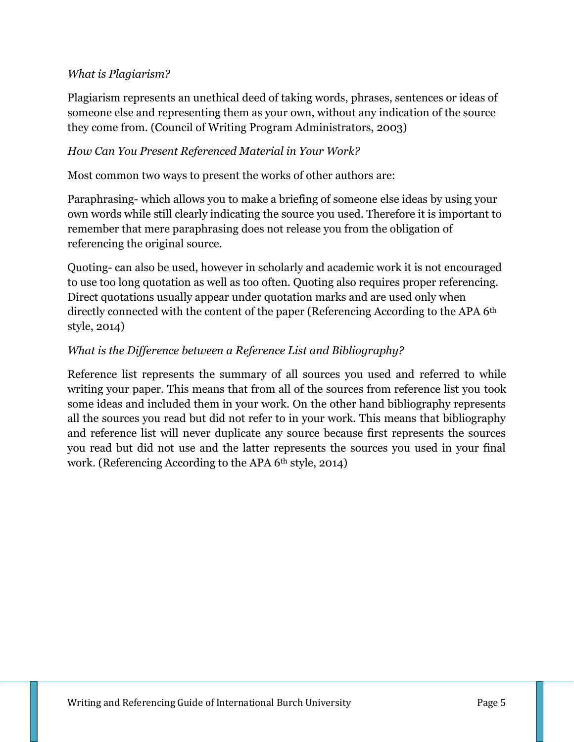*What is Plagiarism?*

Plagiarism represents an unethical deed of taking words, phrases, sentences or ideas of someone else and representing them as your own, without any indication of the source they come from. (Council of Writing Program Administrators, 2003)

*How Can You Present Referenced Material in Your Work?*

Most common two ways to present the works of other authors are:

Paraphrasing- which allows you to make a briefing of someone else ideas by using your own words while still clearly indicating the source you used. Therefore it is important to remember that mere paraphrasing does not release you from the obligation of referencing the original source.

Quoting- can also be used, however in scholarly and academic work it is not encouraged to use too long quotation as well as too often. Quoting also requires proper referencing. Direct quotations usually appear under quotation marks and are used only when directly connected with the content of the paper (Referencing According to the APA 6th style, 2014)

*What is the Difference between a Reference List and Bibliography?*

Reference list represents the summary of all sources you used and referred to while writing your paper. This means that from all of the sources from reference list you took some ideas and included them in your work. On the other hand bibliography represents all the sources you read but did not refer to in your work. This means that bibliography and reference list will never duplicate any source because first represents the sources you read but did not use and the latter represents the sources you used in your final work. (Referencing According to the APA 6th style, 2014)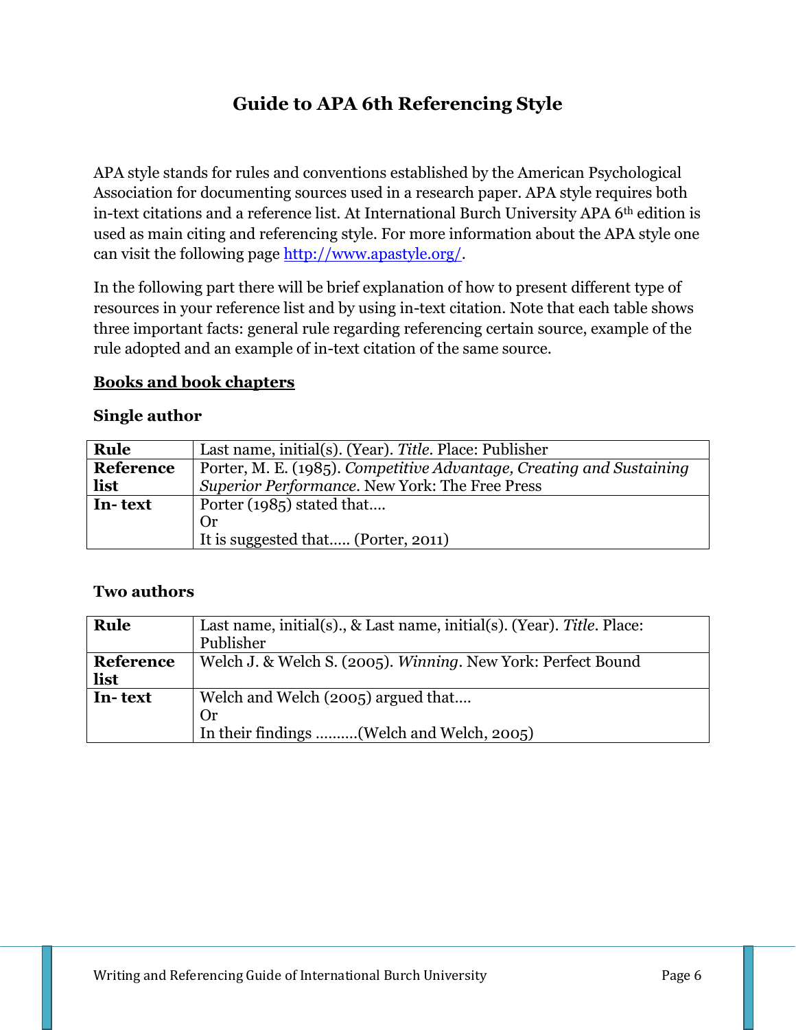# Guide to APA 6th Referencing Style

APA style stands for rules and conventions established by the American Psychological Association for documenting sources used in a research paper. APA style requires both in-text citations and a reference list. At International Burch University APA 6th edition is used as main citing and referencing style. For more information about the APA style one can visit the following page http://www.apastyle.org/.

In the following part there will be brief explanation of how to present different type of resources in your reference list and by using in-text citation. Note that each table shows three important facts: general rule regarding referencing certain source, example of the rule adopted and an example of in-text citation of the same source.

## Books and book chapters

### Single author

| **Rule** | Last name, initial(s). (Year). *Title*. Place: Publisher |
|---|---|
| **Reference list** | Porter, M. E. (1985). *Competitive Advantage, Creating and Sustaining Superior Performance*. New York: The Free Press |
| **In- text** | Porter (1985) stated that….<br>Or<br>It is suggested that….. (Porter, 2011) |

### Two authors

| **Rule** | Last name, initial(s)., & Last name, initial(s). (Year). *Title*. Place: Publisher |
|---|---|
| **Reference list** | Welch J. & Welch S. (2005). *Winning*. New York: Perfect Bound |
| **In- text** | Welch and Welch (2005) argued that….<br>Or<br>In their findings ……….(Welch and Welch, 2005) |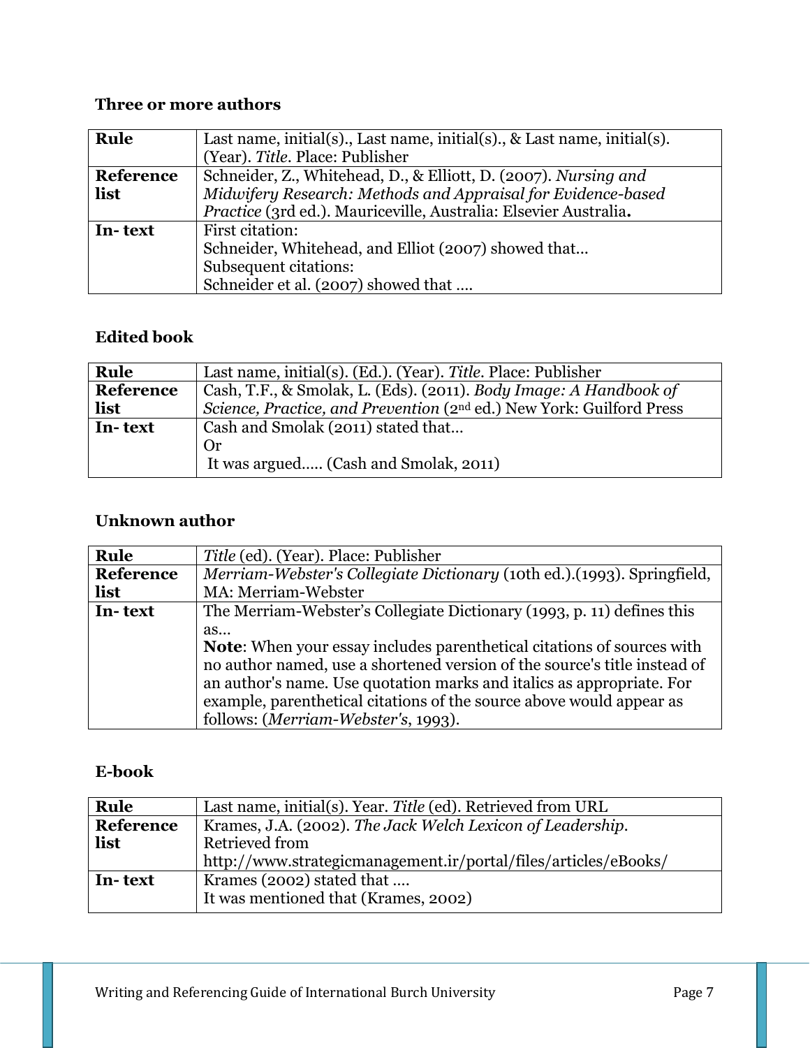### Three or more authors

| | |
|---|---|
| **Rule** | Last name, initial(s)., Last name, initial(s)., & Last name, initial(s). (Year). *Title*. Place: Publisher |
| **Reference list** | Schneider, Z., Whitehead, D., & Elliott, D. (2007). *Nursing and Midwifery Research: Methods and Appraisal for Evidence-based Practice* (3rd ed.). Mauriceville, Australia: Elsevier Australia**.** |
| **In- text** | First citation:<br>Schneider, Whitehead, and Elliot (2007) showed that…<br>Subsequent citations:<br>Schneider et al. (2007) showed that …. |

### Edited book

| | |
|---|---|
| **Rule** | Last name, initial(s). (Ed.). (Year). *Title*. Place: Publisher |
| **Reference list** | Cash, T.F., & Smolak, L. (Eds). (2011). *Body Image: A Handbook of Science, Practice, and Prevention* (2nd ed.) New York: Guilford Press |
| **In- text** | Cash and Smolak (2011) stated that…<br>Or<br>It was argued….. (Cash and Smolak, 2011) |

### Unknown author

| | |
|---|---|
| **Rule** | *Title* (ed). (Year). Place: Publisher |
| **Reference list** | *Merriam-Webster's Collegiate Dictionary* (10th ed.).(1993). Springfield, MA: Merriam-Webster |
| **In- text** | The Merriam-Webster's Collegiate Dictionary (1993, p. 11) defines this as…<br>**Note**: When your essay includes parenthetical citations of sources with no author named, use a shortened version of the source's title instead of an author's name. Use quotation marks and italics as appropriate. For example, parenthetical citations of the source above would appear as follows: (*Merriam-Webster's*, 1993). |

### E-book

| | |
|---|---|
| **Rule** | Last name, initial(s). Year. *Title* (ed). Retrieved from URL |
| **Reference list** | Krames, J.A. (2002). *The Jack Welch Lexicon of Leadership.* Retrieved from http://www.strategicmanagement.ir/portal/files/articles/eBooks/ |
| **In- text** | Krames (2002) stated that ….<br>It was mentioned that (Krames, 2002) |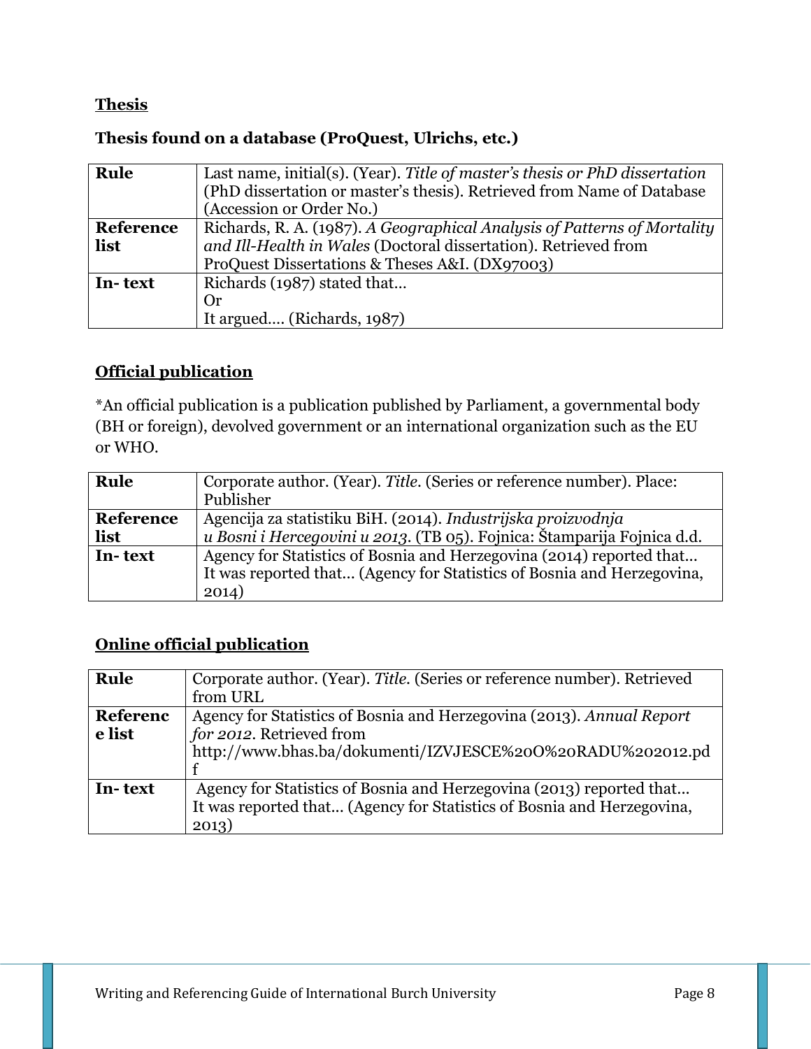**Thesis**

**Thesis found on a database (ProQuest, Ulrichs, etc.)**

| | |
|---|---|
| **Rule** | Last name, initial(s). (Year). *Title of master's thesis or PhD dissertation* (PhD dissertation or master's thesis). Retrieved from Name of Database (Accession or Order No.) |
| **Reference list** | Richards, R. A. (1987). *A Geographical Analysis of Patterns of Mortality and Ill-Health in Wales* (Doctoral dissertation). Retrieved from ProQuest Dissertations & Theses A&I. (DX97003) |
| **In- text** | Richards (1987) stated that… Or It argued…. (Richards, 1987) |

**Official publication**

*An official publication is a publication published by Parliament, a governmental body (BH or foreign), devolved government or an international organization such as the EU or WHO.

| | |
|---|---|
| **Rule** | Corporate author. (Year). *Title*. (Series or reference number). Place: Publisher |
| **Reference list** | Agencija za statistiku BiH. (2014). *Industrijska proizvodnja u Bosni i Hercegovini u 2013*. (TB 05). Fojnica: Štamparija Fojnica d.d. |
| **In- text** | Agency for Statistics of Bosnia and Herzegovina (2014) reported that… It was reported that… (Agency for Statistics of Bosnia and Herzegovina, 2014) |

**Online official publication**

| | |
|---|---|
| **Rule** | Corporate author. (Year). *Title*. (Series or reference number). Retrieved from URL |
| **Reference list** | Agency for Statistics of Bosnia and Herzegovina (2013). *Annual Report for 2012*. Retrieved from http://www.bhas.ba/dokumenti/IZVJESCE%20O%20RADU%202012.pdf |
| **In- text** | Agency for Statistics of Bosnia and Herzegovina (2013) reported that… It was reported that… (Agency for Statistics of Bosnia and Herzegovina, 2013) |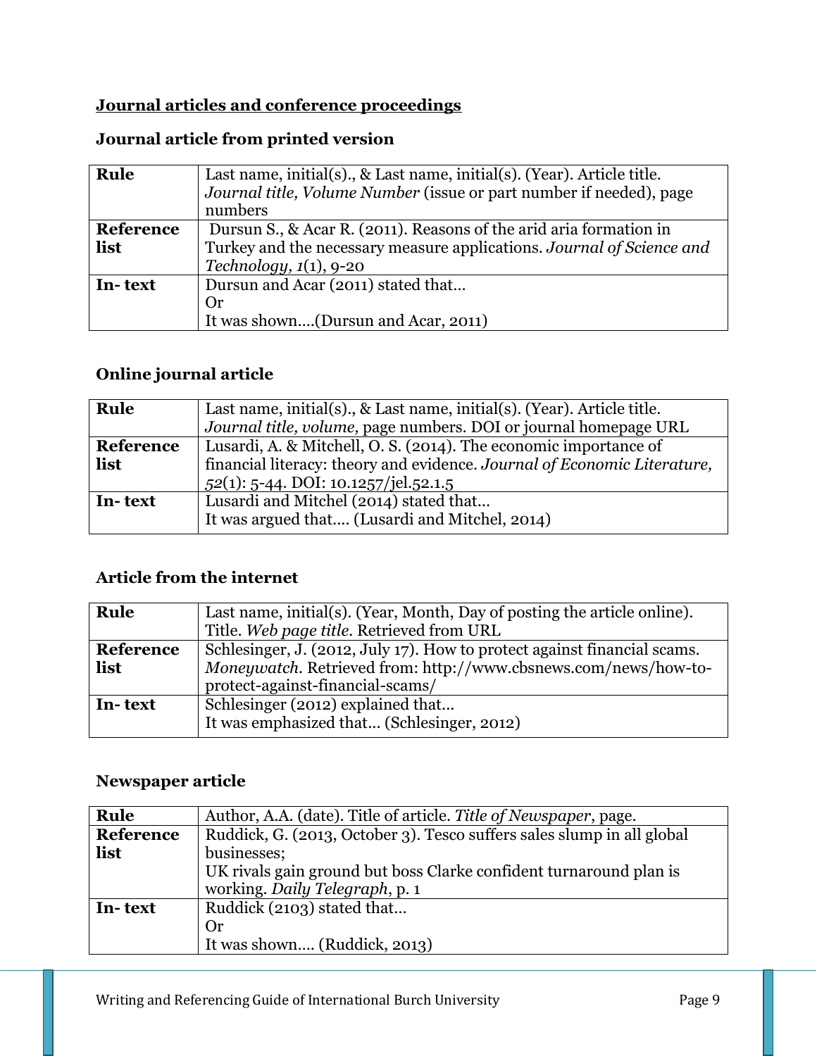## Journal articles and conference proceedings

### Journal article from printed version

| | |
|---|---|
| **Rule** | Last name, initial(s)., & Last name, initial(s). (Year). Article title. *Journal title, Volume Number* (issue or part number if needed), page numbers |
| **Reference list** | Dursun S., & Acar R. (2011). Reasons of the arid aria formation in Turkey and the necessary measure applications. *Journal of Science and Technology, 1*(1), 9-20 |
| **In- text** | Dursun and Acar (2011) stated that…<br>Or<br>It was shown….(Dursun and Acar, 2011) |

### Online journal article

| | |
|---|---|
| **Rule** | Last name, initial(s)., & Last name, initial(s). (Year). Article title. *Journal title, volume,* page numbers. DOI or journal homepage URL |
| **Reference list** | Lusardi, A. & Mitchell, O. S. (2014). The economic importance of financial literacy: theory and evidence. *Journal of Economic Literature, 52*(1): 5-44. DOI: 10.1257/jel.52.1.5 |
| **In- text** | Lusardi and Mitchel (2014) stated that…<br>It was argued that…. (Lusardi and Mitchel, 2014) |

### Article from the internet

| | |
|---|---|
| **Rule** | Last name, initial(s). (Year, Month, Day of posting the article online). Title. *Web page title*. Retrieved from URL |
| **Reference list** | Schlesinger, J. (2012, July 17). How to protect against financial scams. *Moneywatch*. Retrieved from: http://www.cbsnews.com/news/how-to-protect-against-financial-scams/ |
| **In- text** | Schlesinger (2012) explained that…<br>It was emphasized that… (Schlesinger, 2012) |

### Newspaper article

| | |
|---|---|
| **Rule** | Author, A.A. (date). Title of article. *Title of Newspaper*, page. |
| **Reference list** | Ruddick, G. (2013, October 3). Tesco suffers sales slump in all global businesses;<br>UK rivals gain ground but boss Clarke confident turnaround plan is working. *Daily Telegraph*, p. 1 |
| **In- text** | Ruddick (2103) stated that…<br>Or<br>It was shown…. (Ruddick, 2013) |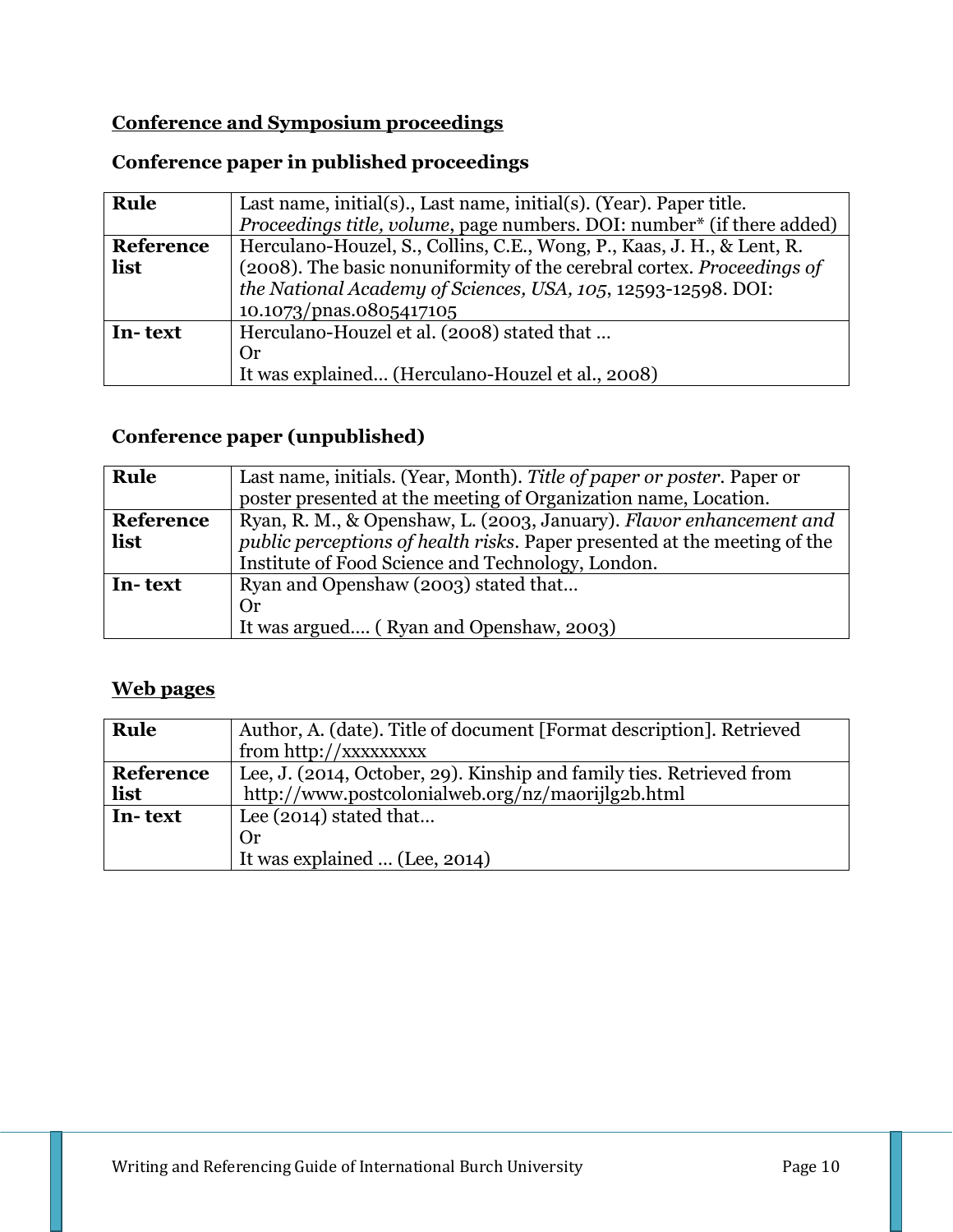**<u>Conference and Symposium proceedings</u>**

**Conference paper in published proceedings**

| | |
|---|---|
| **Rule** | Last name, initial(s)., Last name, initial(s). (Year). Paper title. *Proceedings title, volume*, page numbers. DOI: number* (if there added) |
| **Reference list** | Herculano-Houzel, S., Collins, C.E., Wong, P., Kaas, J. H., & Lent, R. (2008). The basic nonuniformity of the cerebral cortex. *Proceedings of the National Academy of Sciences, USA, 105*, 12593-12598. DOI: 10.1073/pnas.0805417105 |
| **In- text** | Herculano-Houzel et al. (2008) stated that … <br> Or <br> It was explained… (Herculano-Houzel et al., 2008) |

**Conference paper (unpublished)**

| | |
|---|---|
| **Rule** | Last name, initials. (Year, Month). *Title of paper or poster*. Paper or poster presented at the meeting of Organization name, Location. |
| **Reference list** | Ryan, R. M., & Openshaw, L. (2003, January). *Flavor enhancement and public perceptions of health risks*. Paper presented at the meeting of the Institute of Food Science and Technology, London. |
| **In- text** | Ryan and Openshaw (2003) stated that… <br> Or <br> It was argued…. ( Ryan and Openshaw, 2003) |

**<u>Web pages</u>**

| | |
|---|---|
| **Rule** | Author, A. (date). Title of document [Format description]. Retrieved from http://xxxxxxxxx |
| **Reference list** | Lee, J. (2014, October, 29). Kinship and family ties. Retrieved from http://www.postcolonialweb.org/nz/maorijlg2b.html |
| **In- text** | Lee (2014) stated that… <br> Or <br> It was explained … (Lee, 2014) |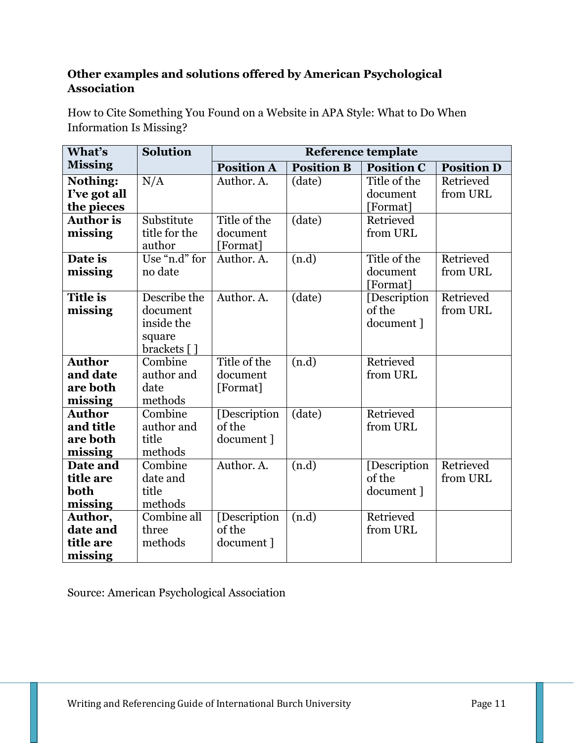**Other examples and solutions offered by American Psychological Association**

How to Cite Something You Found on a Website in APA Style: What to Do When Information Is Missing?

| What's Missing | Solution | Reference template | | | |
|---|---|---|---|---|---|
| | | **Position A** | **Position B** | **Position C** | **Position D** |
| **Nothing: I've got all the pieces** | N/A | Author. A. | (date) | Title of the document [Format] | Retrieved from URL |
| **Author is missing** | Substitute title for the author | Title of the document [Format] | (date) | Retrieved from URL | |
| **Date is missing** | Use "n.d" for no date | Author. A. | (n.d) | Title of the document [Format] | Retrieved from URL |
| **Title is missing** | Describe the document inside the square brackets [ ] | Author. A. | (date) | [Description of the document ] | Retrieved from URL |
| **Author and date are both missing** | Combine author and date methods | Title of the document [Format] | (n.d) | Retrieved from URL | |
| **Author and title are both missing** | Combine author and title methods | [Description of the document ] | (date) | Retrieved from URL | |
| **Date and title are both missing** | Combine date and title methods | Author. A. | (n.d) | [Description of the document ] | Retrieved from URL |
| **Author, date and title are missing** | Combine all three methods | [Description of the document ] | (n.d) | Retrieved from URL | |

Source: American Psychological Association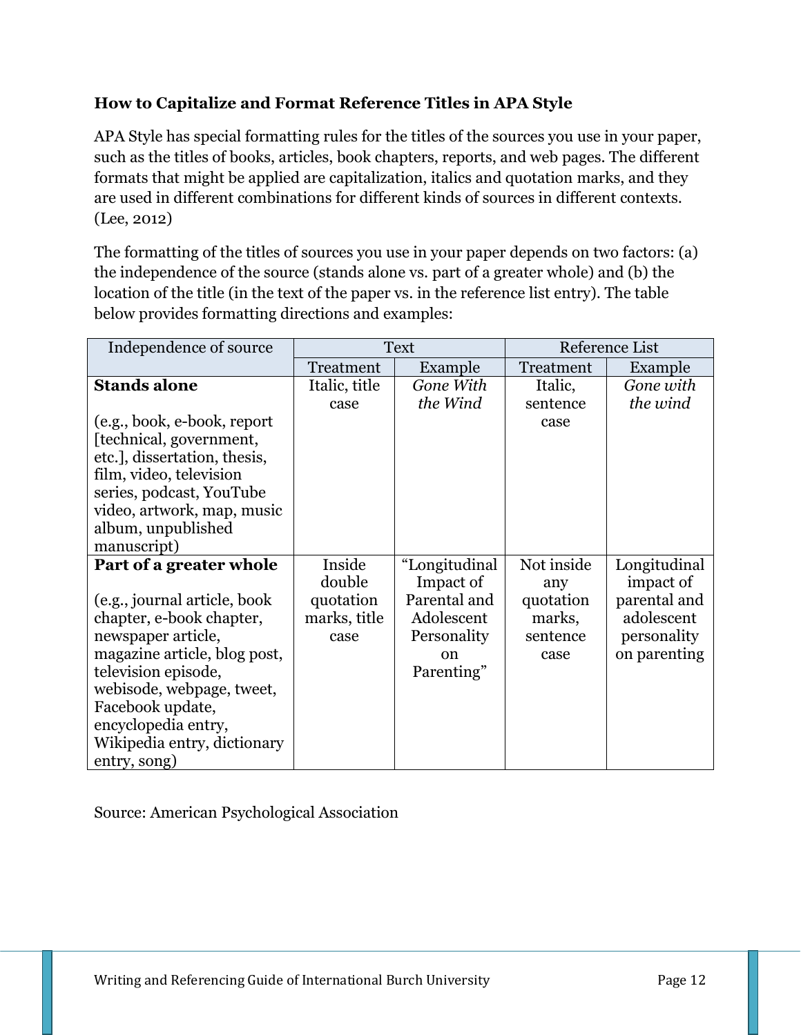**How to Capitalize and Format Reference Titles in APA Style**

APA Style has special formatting rules for the titles of the sources you use in your paper, such as the titles of books, articles, book chapters, reports, and web pages. The different formats that might be applied are capitalization, italics and quotation marks, and they are used in different combinations for different kinds of sources in different contexts. (Lee, 2012)

The formatting of the titles of sources you use in your paper depends on two factors: (a) the independence of the source (stands alone vs. part of a greater whole) and (b) the location of the title (in the text of the paper vs. in the reference list entry). The table below provides formatting directions and examples:

| Independence of source | Text | | Reference List | |
|---|---|---|---|---|
| | Treatment | Example | Treatment | Example |
| **Stands alone**<br><br>(e.g., book, e-book, report [technical, government, etc.], dissertation, thesis, film, video, television series, podcast, YouTube video, artwork, map, music album, unpublished manuscript) | Italic, title case | *Gone With the Wind* | Italic, sentence case | *Gone with the wind* |
| **Part of a greater whole**<br><br>(e.g., journal article, book chapter, e-book chapter, newspaper article, magazine article, blog post, television episode, webisode, webpage, tweet, Facebook update, encyclopedia entry, Wikipedia entry, dictionary entry, song) | Inside double quotation marks, title case | "Longitudinal Impact of Parental and Adolescent Personality on Parenting" | Not inside any quotation marks, sentence case | Longitudinal impact of parental and adolescent personality on parenting |

Source: American Psychological Association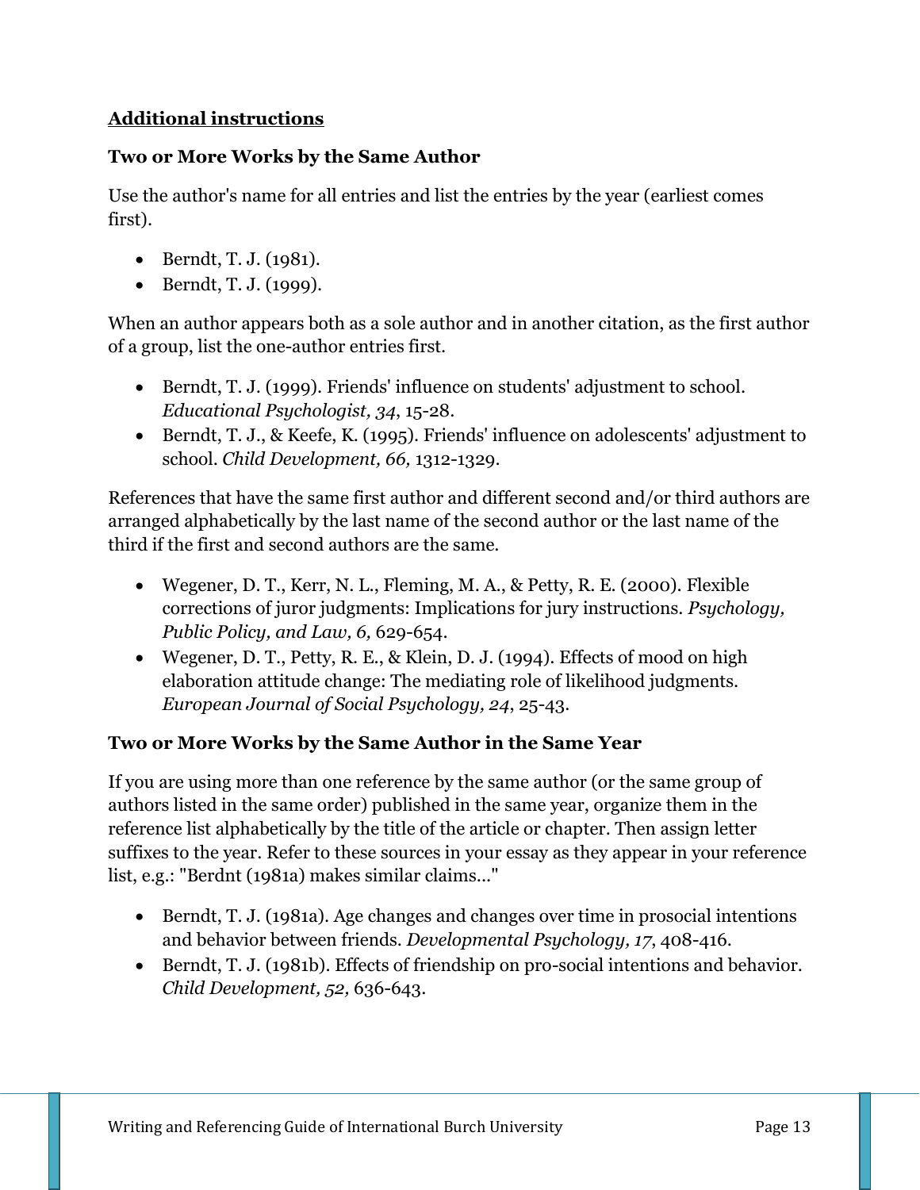## Additional instructions

### Two or More Works by the Same Author

Use the author's name for all entries and list the entries by the year (earliest comes first).

- Berndt, T. J. (1981).
- Berndt, T. J. (1999).

When an author appears both as a sole author and in another citation, as the first author of a group, list the one-author entries first.

- Berndt, T. J. (1999). Friends' influence on students' adjustment to school. *Educational Psychologist, 34*, 15-28.
- Berndt, T. J., & Keefe, K. (1995). Friends' influence on adolescents' adjustment to school. *Child Development, 66,* 1312-1329.

References that have the same first author and different second and/or third authors are arranged alphabetically by the last name of the second author or the last name of the third if the first and second authors are the same.

- Wegener, D. T., Kerr, N. L., Fleming, M. A., & Petty, R. E. (2000). Flexible corrections of juror judgments: Implications for jury instructions. *Psychology, Public Policy, and Law, 6,* 629-654.
- Wegener, D. T., Petty, R. E., & Klein, D. J. (1994). Effects of mood on high elaboration attitude change: The mediating role of likelihood judgments. *European Journal of Social Psychology, 24*, 25-43.

### Two or More Works by the Same Author in the Same Year

If you are using more than one reference by the same author (or the same group of authors listed in the same order) published in the same year, organize them in the reference list alphabetically by the title of the article or chapter. Then assign letter suffixes to the year. Refer to these sources in your essay as they appear in your reference list, e.g.: "Berdnt (1981a) makes similar claims..."

- Berndt, T. J. (1981a). Age changes and changes over time in prosocial intentions and behavior between friends. *Developmental Psychology, 17*, 408-416.
- Berndt, T. J. (1981b). Effects of friendship on pro-social intentions and behavior. *Child Development, 52,* 636-643.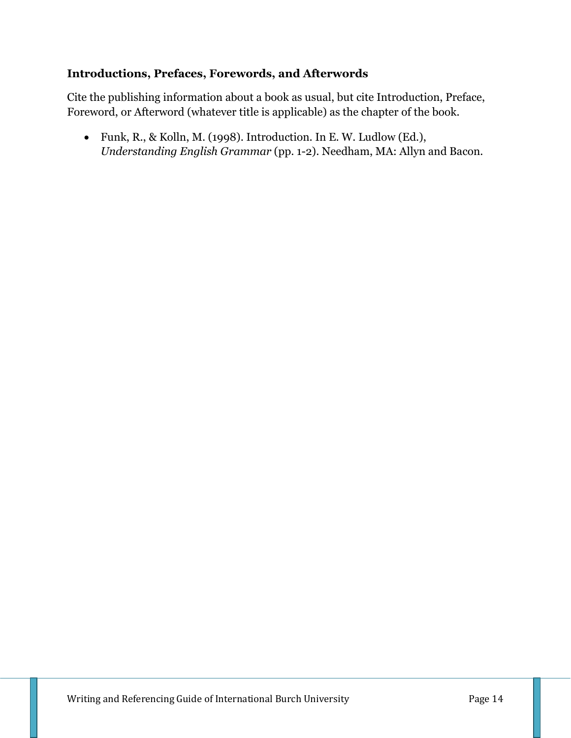### Introductions, Prefaces, Forewords, and Afterwords

Cite the publishing information about a book as usual, but cite Introduction, Preface, Foreword, or Afterword (whatever title is applicable) as the chapter of the book.

- Funk, R., & Kolln, M. (1998). Introduction. In E. W. Ludlow (Ed.), *Understanding English Grammar* (pp. 1-2). Needham, MA: Allyn and Bacon.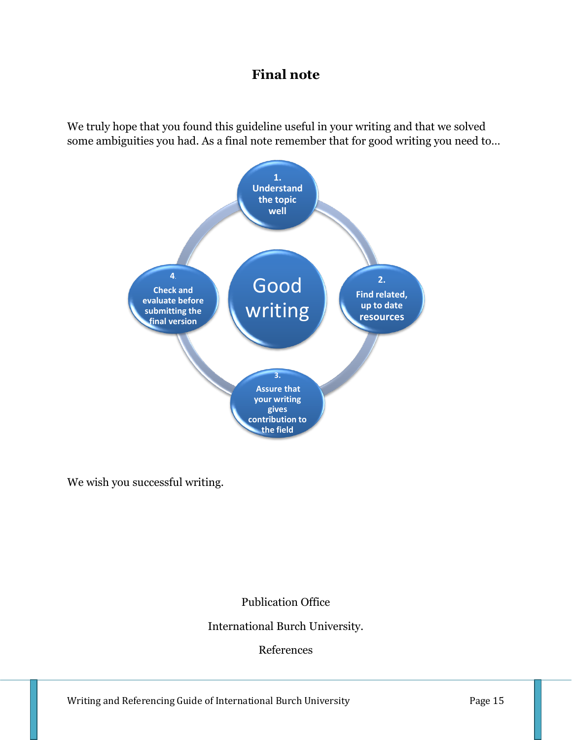## Final note

We truly hope that you found this guideline useful in your writing and that we solved some ambiguities you had. As a final note remember that for good writing you need to…

Good writing

1. Understand the topic well
2. Find related, up to date resources
3. Assure that your writing gives contribution to the field
4. Check and evaluate before submitting the final version

We wish you successful writing.

Publication Office

International Burch University.

References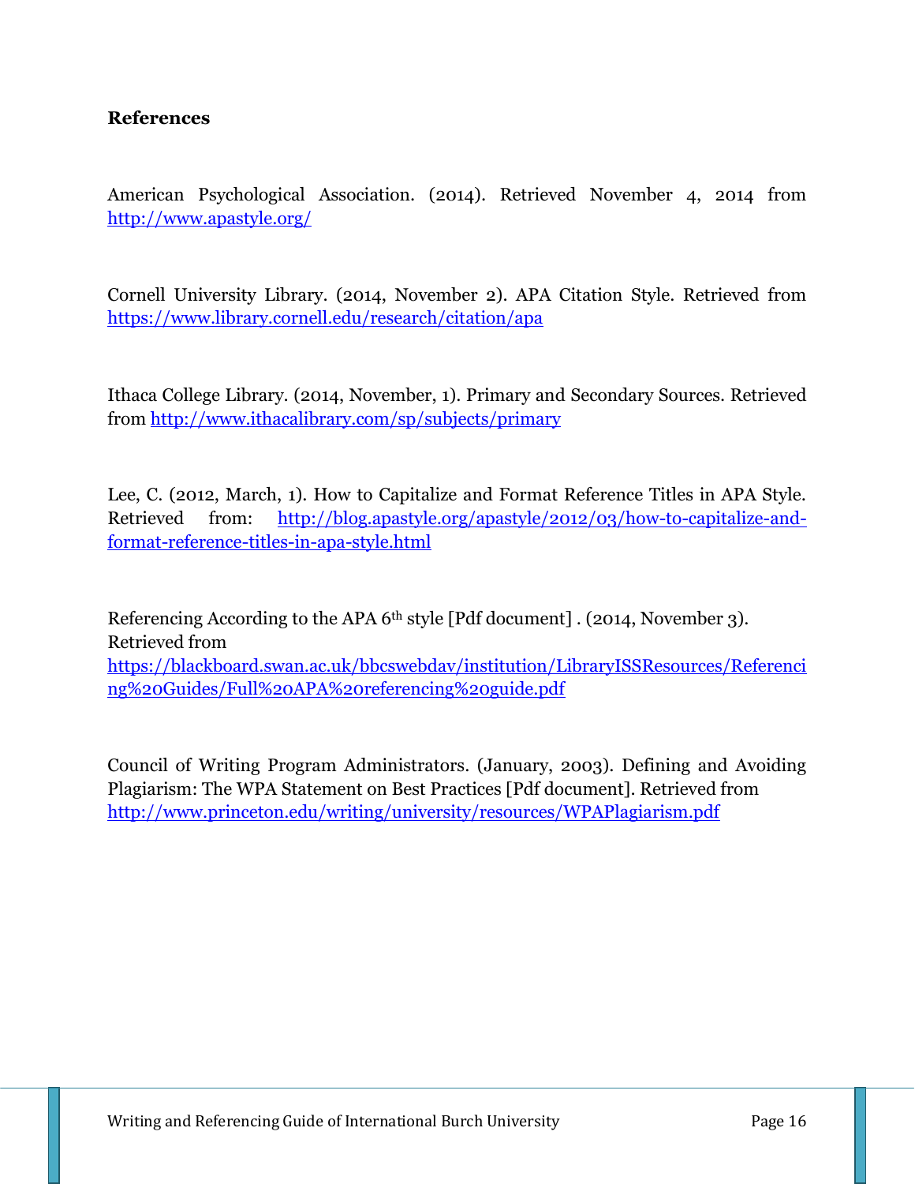**References**

American Psychological Association. (2014). Retrieved November 4, 2014 from http://www.apastyle.org/

Cornell University Library. (2014, November 2). APA Citation Style. Retrieved from https://www.library.cornell.edu/research/citation/apa

Ithaca College Library. (2014, November, 1). Primary and Secondary Sources. Retrieved from http://www.ithacalibrary.com/sp/subjects/primary

Lee, C. (2012, March, 1). How to Capitalize and Format Reference Titles in APA Style. Retrieved from: http://blog.apastyle.org/apastyle/2012/03/how-to-capitalize-and-format-reference-titles-in-apa-style.html

Referencing According to the APA 6th style [Pdf document] . (2014, November 3). Retrieved from https://blackboard.swan.ac.uk/bbcswebdav/institution/LibraryISSResources/Referencing%20Guides/Full%20APA%20referencing%20guide.pdf

Council of Writing Program Administrators. (January, 2003). Defining and Avoiding Plagiarism: The WPA Statement on Best Practices [Pdf document]. Retrieved from http://www.princeton.edu/writing/university/resources/WPAPlagiarism.pdf